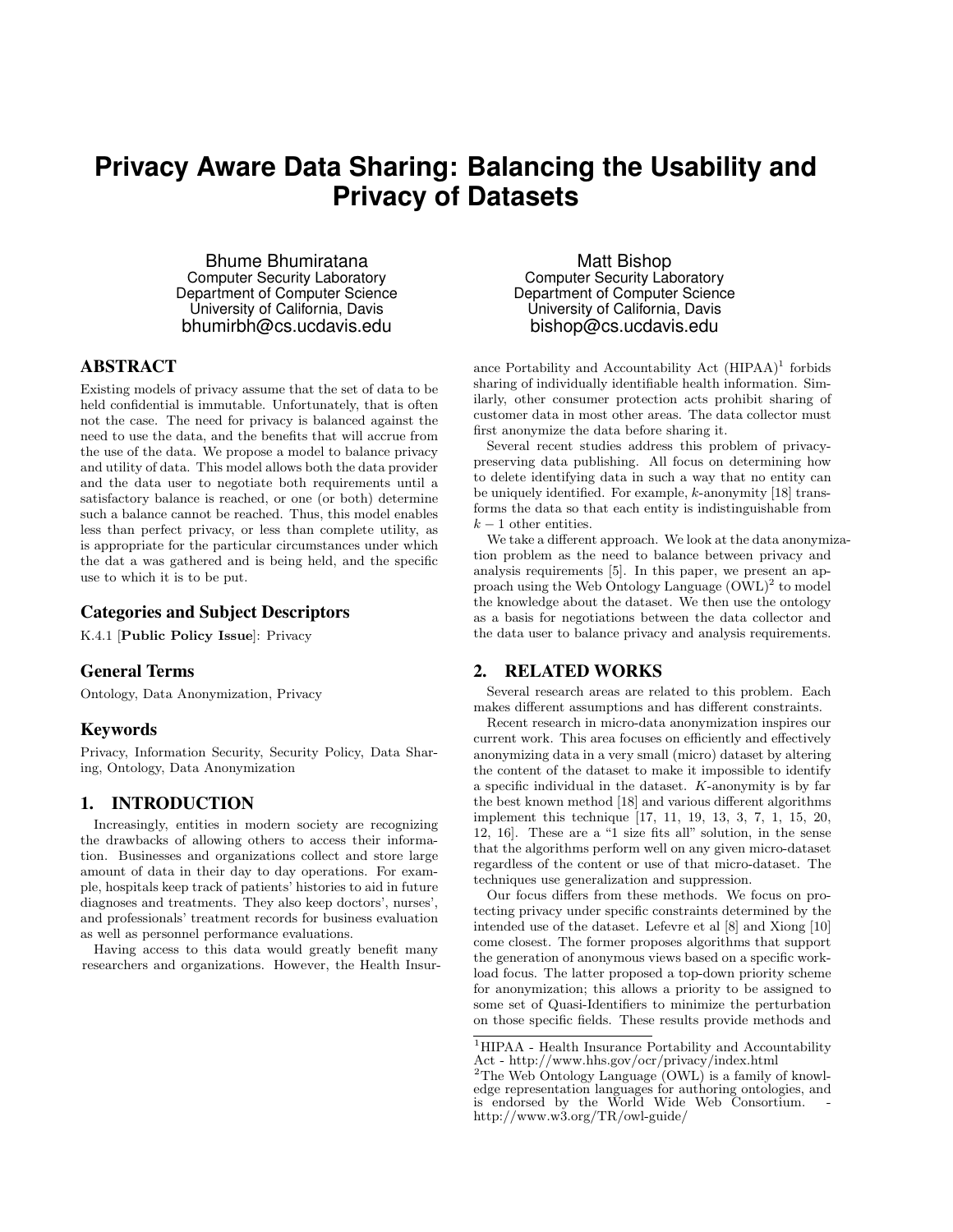# Privacy Aware Data Sharing: Balancing the Usability and Privacy of Datasets

Bhume Bhumiratana
Computer Security Laboratory
Department of Computer Science
University of California, Davis
bhumirbh@cs.ucdavis.edu

Matt Bishop
Computer Security Laboratory
Department of Computer Science
University of California, Davis
bishop@cs.ucdavis.edu

## ABSTRACT

Existing models of privacy assume that the set of data to be held confidential is immutable. Unfortunately, that is often not the case. The need for privacy is balanced against the need to use the data, and the benefits that will accrue from the use of the data. We propose a model to balance privacy and utility of data. This model allows both the data provider and the data user to negotiate both requirements until a satisfactory balance is reached, or one (or both) determine such a balance cannot be reached. Thus, this model enables less than perfect privacy, or less than complete utility, as is appropriate for the particular circumstances under which the dat a was gathered and is being held, and the specific use to which it is to be put.

### Categories and Subject Descriptors

K.4.1 [**Public Policy Issue**]: Privacy

### General Terms

Ontology, Data Anonymization, Privacy

### Keywords

Privacy, Information Security, Security Policy, Data Sharing, Ontology, Data Anonymization

## 1. INTRODUCTION

Increasingly, entities in modern society are recognizing the drawbacks of allowing others to access their information. Businesses and organizations collect and store large amount of data in their day to day operations. For example, hospitals keep track of patients' histories to aid in future diagnoses and treatments. They also keep doctors', nurses', and professionals' treatment records for business evaluation as well as personnel performance evaluations.

Having access to this data would greatly benefit many researchers and organizations. However, the Health Insurance Portability and Accountability Act (HIPAA)[1] forbids sharing of individually identifiable health information. Similarly, other consumer protection acts prohibit sharing of customer data in most other areas. The data collector must first anonymize the data before sharing it.

Several recent studies address this problem of privacy-preserving data publishing. All focus on determining how to delete identifying data in such a way that no entity can be uniquely identified. For example, $k$-anonymity [18] transforms the data so that each entity is indistinguishable from $k-1$ other entities.

We take a different approach. We look at the data anonymization problem as the need to balance between privacy and analysis requirements [5]. In this paper, we present an approach using the Web Ontology Language (OWL)[2] to model the knowledge about the dataset. We then use the ontology as a basis for negotiations between the data collector and the data user to balance privacy and analysis requirements.

## 2. RELATED WORKS

Several research areas are related to this problem. Each makes different assumptions and has different constraints.

Recent research in micro-data anonymization inspires our current work. This area focuses on efficiently and effectively anonymizing data in a very small (micro) dataset by altering the content of the dataset to make it impossible to identify a specific individual in the dataset. $K$-anonymity is by far the best known method [18] and various different algorithms implement this technique [17, 11, 19, 13, 3, 7, 1, 15, 20, 12, 16]. These are a "1 size fits all" solution, in the sense that the algorithms perform well on any given micro-dataset regardless of the content or use of that micro-dataset. The techniques use generalization and suppression.

Our focus differs from these methods. We focus on protecting privacy under specific constraints determined by the intended use of the dataset. Lefevre et al [8] and Xiong [10] come closest. The former proposes algorithms that support the generation of anonymous views based on a specific workload focus. The latter proposed a top-down priority scheme for anonymization; this allows a priority to be assigned to some set of Quasi-Identifiers to minimize the perturbation on those specific fields. These results provide methods and

[1]HIPAA - Health Insurance Portability and Accountability Act - http://www.hhs.gov/ocr/privacy/index.html

[2]The Web Ontology Language (OWL) is a family of knowledge representation languages for authoring ontologies, and is endorsed by the World Wide Web Consortium. - http://www.w3.org/TR/owl-guide/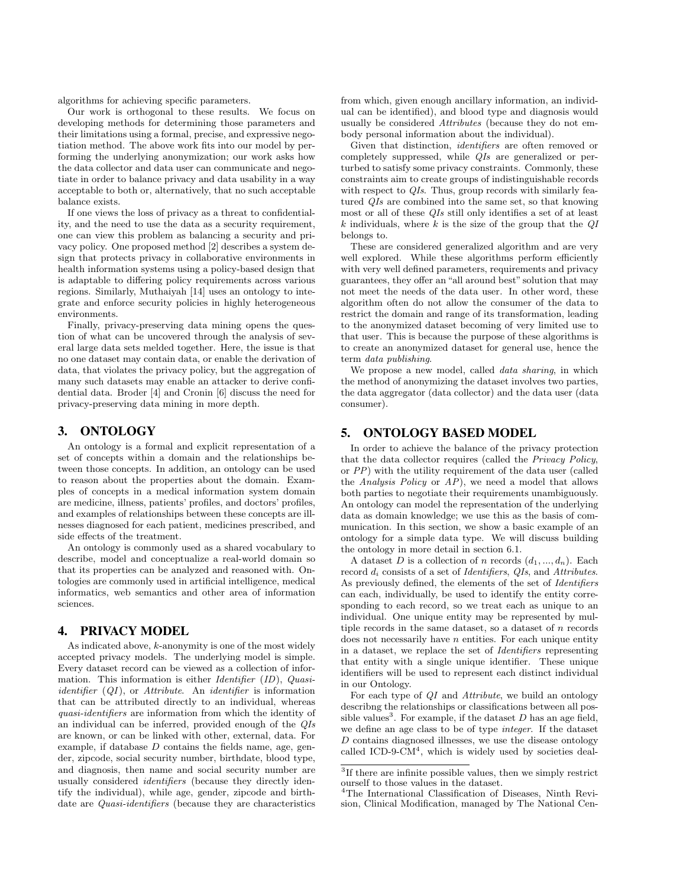algorithms for achieving specific parameters.

Our work is orthogonal to these results. We focus on developing methods for determining those parameters and their limitations using a formal, precise, and expressive negotiation method. The above work fits into our model by performing the underlying anonymization; our work asks how the data collector and data user can communicate and negotiate in order to balance privacy and data usability in a way acceptable to both or, alternatively, that no such acceptable balance exists.

If one views the loss of privacy as a threat to confidentiality, and the need to use the data as a security requirement, one can view this problem as balancing a security and privacy policy. One proposed method [2] describes a system design that protects privacy in collaborative environments in health information systems using a policy-based design that is adaptable to differing policy requirements across various regions. Similarly, Muthaiyah [14] uses an ontology to integrate and enforce security policies in highly heterogeneous environments.

Finally, privacy-preserving data mining opens the question of what can be uncovered through the analysis of several large data sets melded together. Here, the issue is that no one dataset may contain data, or enable the derivation of data, that violates the privacy policy, but the aggregation of many such datasets may enable an attacker to derive confidential data. Broder [4] and Cronin [6] discuss the need for privacy-preserving data mining in more depth.

## 3. ONTOLOGY

An ontology is a formal and explicit representation of a set of concepts within a domain and the relationships between those concepts. In addition, an ontology can be used to reason about the properties about the domain. Examples of concepts in a medical information system domain are medicine, illness, patients' profiles, and doctors' profiles, and examples of relationships between these concepts are illnesses diagnosed for each patient, medicines prescribed, and side effects of the treatment.

An ontology is commonly used as a shared vocabulary to describe, model and conceptualize a real-world domain so that its properties can be analyzed and reasoned with. Ontologies are commonly used in artificial intelligence, medical informatics, web semantics and other area of information sciences.

## 4. PRIVACY MODEL

As indicated above, $k$-anonymity is one of the most widely accepted privacy models. The underlying model is simple. Every dataset record can be viewed as a collection of information. This information is either *Identifier* (*ID*), *Quasi-identifier* (*QI*), or *Attribute*. An *identifier* is information that can be attributed directly to an individual, whereas *quasi-identifiers* are information from which the identity of an individual can be inferred, provided enough of the *QIs* are known, or can be linked with other, external, data. For example, if database $D$ contains the fields name, age, gender, zipcode, social security number, birthdate, blood type, and diagnosis, then name and social security number are usually considered *identifiers* (because they directly identify the individual), while age, gender, zipcode and birthdate are *Quasi-identifiers* (because they are characteristics from which, given enough ancillary information, an individual can be identified), and blood type and diagnosis would usually be considered *Attributes* (because they do not embody personal information about the individual).

Given that distinction, *identifiers* are often removed or completely suppressed, while *QIs* are generalized or perturbed to satisfy some privacy constraints. Commonly, these constraints aim to create groups of indistinguishable records with respect to *QIs*. Thus, group records with similarly featured *QIs* are combined into the same set, so that knowing most or all of these *QIs* still only identifies a set of at least $k$ individuals, where $k$ is the size of the group that the *QI* belongs to.

These are considered generalized algorithm and are very well explored. While these algorithms perform efficiently with very well defined parameters, requirements and privacy guarantees, they offer an "all around best" solution that may not meet the needs of the data user. In other word, these algorithm often do not allow the consumer of the data to restrict the domain and range of its transformation, leading to the anonymized dataset becoming of very limited use to that user. This is because the purpose of these algorithms is to create an anonymized dataset for general use, hence the term *data publishing*.

We propose a new model, called *data sharing*, in which the method of anonymizing the dataset involves two parties, the data aggregator (data collector) and the data user (data consumer).

## 5. ONTOLOGY BASED MODEL

In order to achieve the balance of the privacy protection that the data collector requires (called the *Privacy Policy*, or *PP*) with the utility requirement of the data user (called the *Analysis Policy* or *AP*), we need a model that allows both parties to negotiate their requirements unambiguously. An ontology can model the representation of the underlying data as domain knowledge; we use this as the basis of communication. In this section, we show a basic example of an ontology for a simple data type. We will discuss building the ontology in more detail in section 6.1.

A dataset $D$ is a collection of $n$ records $(d_1, ..., d_n)$. Each record $d_i$ consists of a set of *Identifiers*, *QIs*, and *Attributes*. As previously defined, the elements of the set of *Identifiers* can each, individually, be used to identify the entity corresponding to each record, so we treat each as unique to an individual. One unique entity may be represented by multiple records in the same dataset, so a dataset of $n$ records does not necessarily have $n$ entities. For each unique entity in a dataset, we replace the set of *Identifiers* representing that entity with a single unique identifier. These unique identifiers will be used to represent each distinct individual in our Ontology.

For each type of *QI* and *Attribute*, we build an ontology describng the relationships or classifications between all possible values[3]. For example, if the dataset $D$ has an age field, we define an age class to be of type *integer*. If the dataset $D$ contains diagnosed illnesses, we use the disease ontology called ICD-9-CM[4], which is widely used by societies deal-

[3] If there are infinite possible values, then we simply restrict ourself to those values in the dataset.

[4] The International Classification of Diseases, Ninth Revision, Clinical Modification, managed by The National Cen-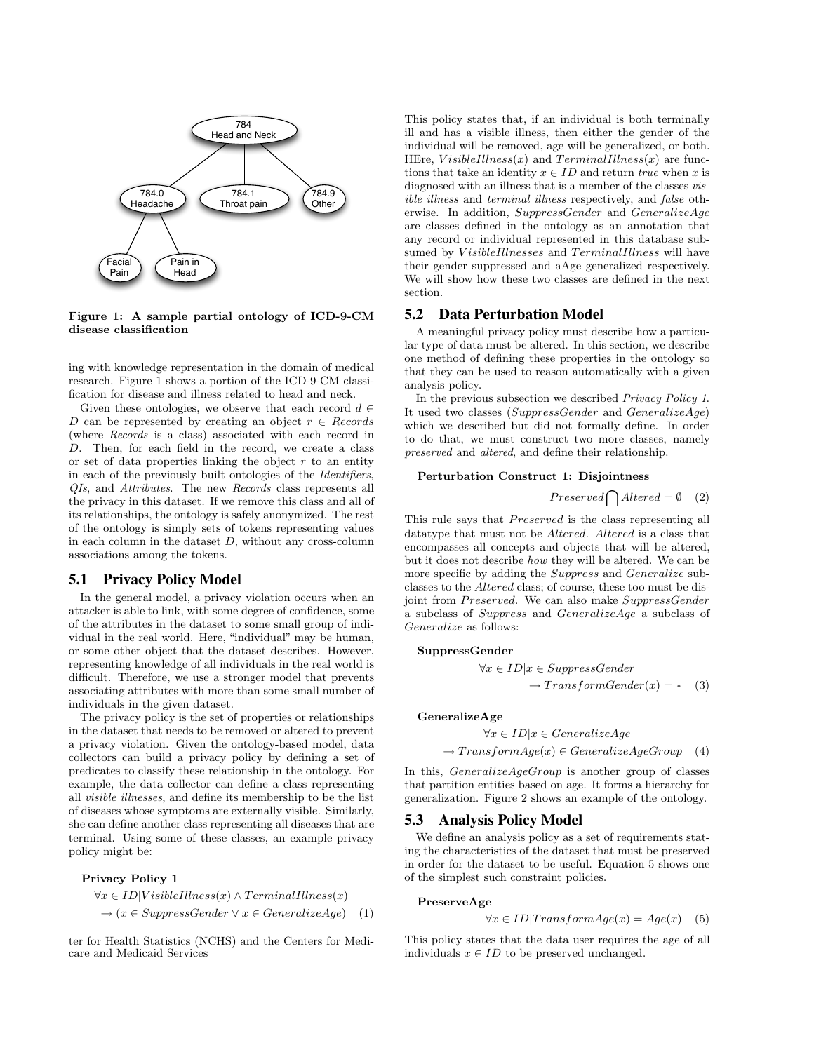Figure 1: A sample partial ontology of ICD-9-CM disease classification

ing with knowledge representation in the domain of medical research. Figure 1 shows a portion of the ICD-9-CM classification for disease and illness related to head and neck.

Given these ontologies, we observe that each record $d \in D$ can be represented by creating an object $r \in Records$ (where *Records* is a class) associated with each record in $D$. Then, for each field in the record, we create a class or set of data properties linking the object $r$ to an entity in each of the previously built ontologies of the *Identifiers*, *QIs*, and *Attributes*. The new *Records* class represents all the privacy in this dataset. If we remove this class and all of its relationships, the ontology is safely anonymized. The rest of the ontology is simply sets of tokens representing values in each column in the dataset $D$, without any cross-column associations among the tokens.

## 5.1 Privacy Policy Model

In the general model, a privacy violation occurs when an attacker is able to link, with some degree of confidence, some of the attributes in the dataset to some small group of individual in the real world. Here, "individual" may be human, or some other object that the dataset describes. However, representing knowledge of all individuals in the real world is difficult. Therefore, we use a stronger model that prevents associating attributes with more than some small number of individuals in the given dataset.

The privacy policy is the set of properties or relationships in the dataset that needs to be removed or altered to prevent a privacy violation. Given the ontology-based model, data collectors can build a privacy policy by defining a set of predicates to classify these relationship in the ontology. For example, the data collector can define a class representing all *visible illnesses*, and define its membership to be the list of diseases whose symptoms are externally visible. Similarly, she can define another class representing all diseases that are terminal. Using some of these classes, an example privacy policy might be:

**Privacy Policy 1**

$$\forall x \in ID | VisibleIllness(x) \wedge TerminalIllness(x)$$
$$\rightarrow (x \in SuppressGender \vee x \in GeneralizeAge) \quad (1)$$

ter for Health Statistics (NCHS) and the Centers for Medicare and Medicaid Services

This policy states that, if an individual is both terminally ill and has a visible illness, then either the gender of the individual will be removed, age will be generalized, or both. HEre, $VisibleIllness(x)$ and $TerminalIllness(x)$ are functions that take an identity $x \in ID$ and return *true* when $x$ is diagnosed with an illness that is a member of the classes *visible illness* and *terminal illness* respectively, and *false* otherwise. In addition, $SuppressGender$ and $GeneralizeAge$ are classes defined in the ontology as an annotation that any record or individual represented in this database subsumed by $VisibleIllnesses$ and $TerminalIllness$ will have their gender suppressed and aAge generalized respectively. We will show how these two classes are defined in the next section.

## 5.2 Data Perturbation Model

A meaningful privacy policy must describe how a particular type of data must be altered. In this section, we describe one method of defining these properties in the ontology so that they can be used to reason automatically with a given analysis policy.

In the previous subsection we described *Privacy Policy 1*. It used two classes (*SuppressGender* and *GeneralizeAge*) which we described but did not formally define. In order to do that, we must construct two more classes, namely *preserved* and *altered*, and define their relationship.

**Perturbation Construct 1: Disjointness**

$$Preserved \bigcap Altered = \emptyset \quad (2)$$

This rule says that *Preserved* is the class representing all datatype that must not be *Altered*. *Altered* is a class that encompasses all concepts and objects that will be altered, but it does not describe *how* they will be altered. We can be more specific by adding the *Suppress* and *Generalize* subclasses to the *Altered* class; of course, these too must be disjoint from *Preserved*. We can also make *SuppressGender* a subclass of *Suppress* and *GeneralizeAge* a subclass of *Generalize* as follows:

**SuppressGender**

$$\forall x \in ID | x \in SuppressGender$$
$$\rightarrow TransformGender(x) = * \quad (3)$$

**GeneralizeAge**

$$\forall x \in ID | x \in GeneralizeAge$$
$$\rightarrow TransformAge(x) \in GeneralizeAgeGroup \quad (4)$$

In this, *GeneralizeAgeGroup* is another group of classes that partition entities based on age. It forms a hierarchy for generalization. Figure 2 shows an example of the ontology.

## 5.3 Analysis Policy Model

We define an analysis policy as a set of requirements stating the characteristics of the dataset that must be preserved in order for the dataset to be useful. Equation 5 shows one of the simplest such constraint policies.

**PreserveAge**

$$\forall x \in ID | TransformAge(x) = Age(x) \quad (5)$$

This policy states that the data user requires the age of all individuals $x \in ID$ to be preserved unchanged.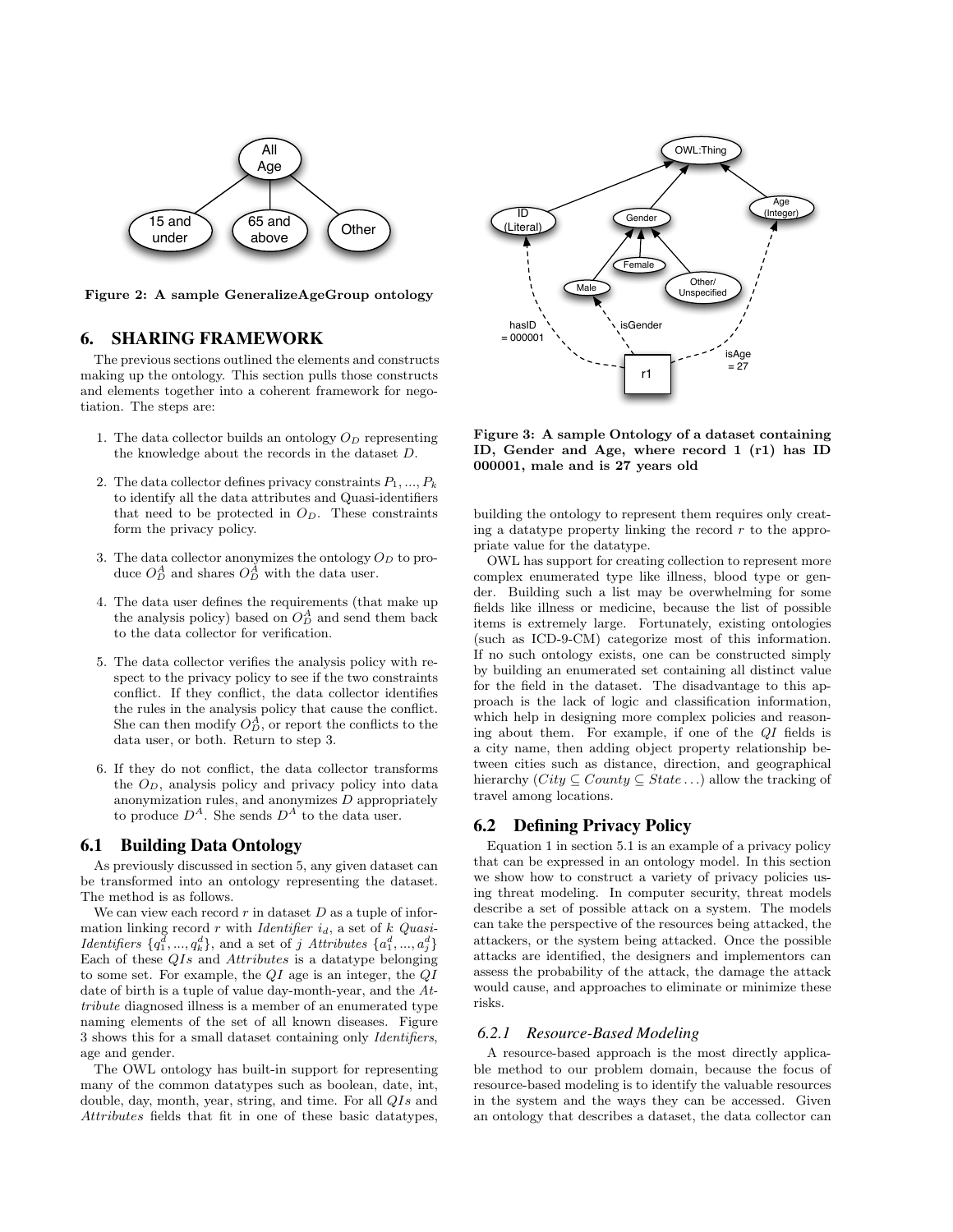Figure 2: A sample GeneralizeAgeGroup ontology

## 6. SHARING FRAMEWORK

The previous sections outlined the elements and constructs making up the ontology. This section pulls those constructs and elements together into a coherent framework for negotiation. The steps are:

1. The data collector builds an ontology $O_D$ representing the knowledge about the records in the dataset $D$.
2. The data collector defines privacy constraints $P_1, ..., P_k$ to identify all the data attributes and Quasi-identifiers that need to be protected in $O_D$. These constraints form the privacy policy.
3. The data collector anonymizes the ontology $O_D$ to produce $O_D^A$ and shares $O_D^A$ with the data user.
4. The data user defines the requirements (that make up the analysis policy) based on $O_D^A$ and send them back to the data collector for verification.
5. The data collector verifies the analysis policy with respect to the privacy policy to see if the two constraints conflict. If they conflict, the data collector identifies the rules in the analysis policy that cause the conflict. She can then modify $O_D^A$, or report the conflicts to the data user, or both. Return to step 3.
6. If they do not conflict, the data collector transforms the $O_D$, analysis policy and privacy policy into data anonymization rules, and anonymizes $D$ appropriately to produce $D^A$. She sends $D^A$ to the data user.

### 6.1 Building Data Ontology

As previously discussed in section 5, any given dataset can be transformed into an ontology representing the dataset. The method is as follows.

We can view each record $r$ in dataset $D$ as a tuple of information linking record $r$ with *Identifier* $i_d$, a set of $k$ *Quasi-Identifiers* $\{q_1^d, ..., q_k^d\}$, and a set of $j$ *Attributes* $\{a_1^d, ..., a_j^d\}$ Each of these *QIs* and *Attributes* is a datatype belonging to some set. For example, the *QI* age is an integer, the *QI* date of birth is a tuple of value day-month-year, and the *Attribute* diagnosed illness is a member of an enumerated type naming elements of the set of all known diseases. Figure 3 shows this for a small dataset containing only *Identifiers*, age and gender.

The OWL ontology has built-in support for representing many of the common datatypes such as boolean, date, int, double, day, month, year, string, and time. For all *QIs* and *Attributes* fields that fit in one of these basic datatypes, building the ontology to represent them requires only creating a datatype property linking the record $r$ to the appropriate value for the datatype.

Figure 3: A sample Ontology of a dataset containing ID, Gender and Age, where record 1 (r1) has ID 000001, male and is 27 years old

OWL has support for creating collection to represent more complex enumerated type like illness, blood type or gender. Building such a list may be overwhelming for some fields like illness or medicine, because the list of possible items is extremely large. Fortunately, existing ontologies (such as ICD-9-CM) categorize most of this information. If no such ontology exists, one can be constructed simply by building an enumerated set containing all distinct value for the field in the dataset. The disadvantage to this approach is the lack of logic and classification information, which help in designing more complex policies and reasoning about them. For example, if one of the *QI* fields is a city name, then adding object property relationship between cities such as distance, direction, and geographical hierarchy ($City \subseteq County \subseteq State \ldots$) allow the tracking of travel among locations.

### 6.2 Defining Privacy Policy

Equation 1 in section 5.1 is an example of a privacy policy that can be expressed in an ontology model. In this section we show how to construct a variety of privacy policies using threat modeling. In computer security, threat models describe a set of possible attack on a system. The models can take the perspective of the resources being attacked, the attackers, or the system being attacked. Once the possible attacks are identified, the designers and implementors can assess the probability of the attack, the damage the attack would cause, and approaches to eliminate or minimize these risks.

#### 6.2.1 Resource-Based Modeling

A resource-based approach is the most directly applicable method to our problem domain, because the focus of resource-based modeling is to identify the valuable resources in the system and the ways they can be accessed. Given an ontology that describes a dataset, the data collector can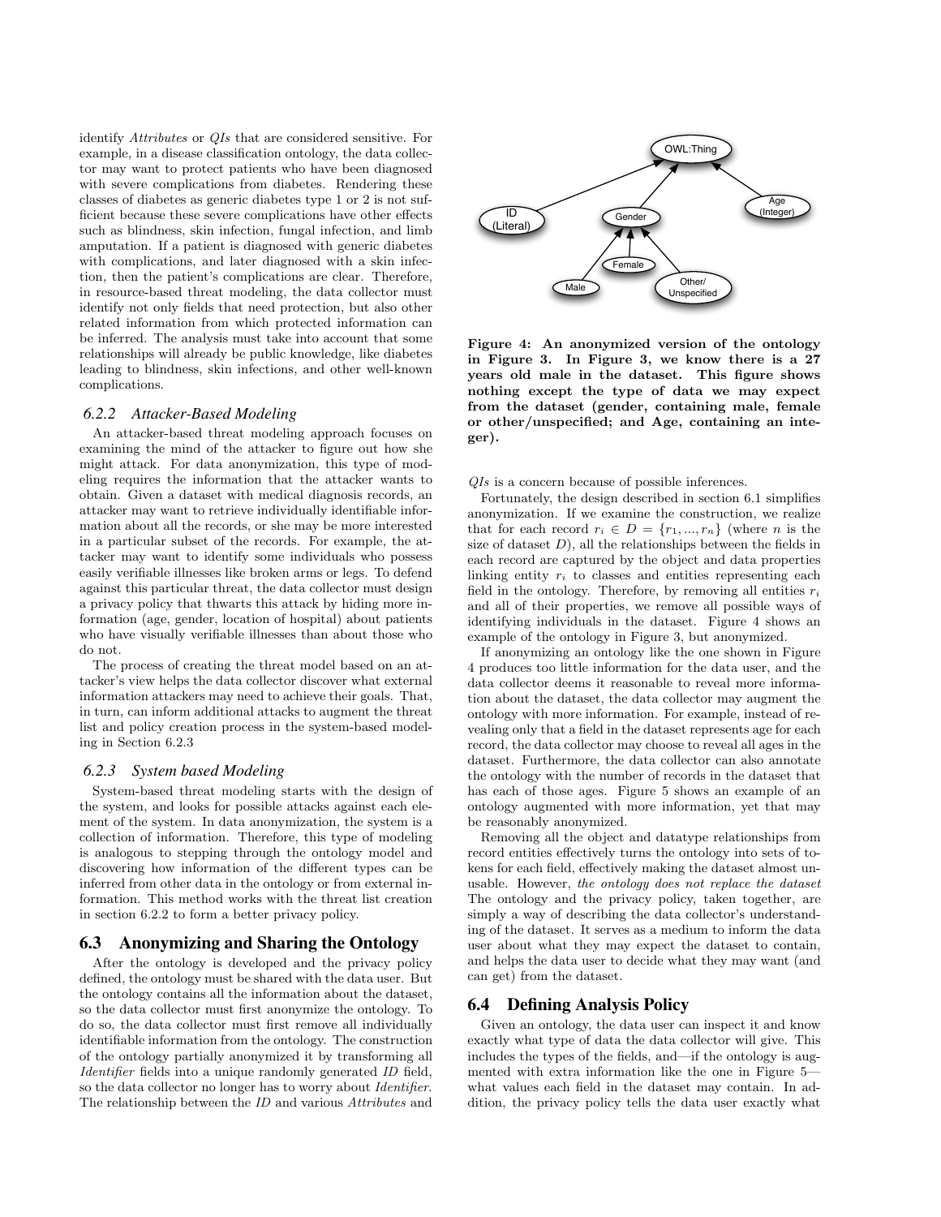identify *Attributes* or *QIs* that are considered sensitive. For example, in a disease classification ontology, the data collector may want to protect patients who have been diagnosed with severe complications from diabetes. Rendering these classes of diabetes as generic diabetes type 1 or 2 is not sufficient because these severe complications have other effects such as blindness, skin infection, fungal infection, and limb amputation. If a patient is diagnosed with generic diabetes with complications, and later diagnosed with a skin infection, then the patient's complications are clear. Therefore, in resource-based threat modeling, the data collector must identify not only fields that need protection, but also other related information from which protected information can be inferred. The analysis must take into account that some relationships will already be public knowledge, like diabetes leading to blindness, skin infections, and other well-known complications.

### 6.2.2 Attacker-Based Modeling

An attacker-based threat modeling approach focuses on examining the mind of the attacker to figure out how she might attack. For data anonymization, this type of modeling requires the information that the attacker wants to obtain. Given a dataset with medical diagnosis records, an attacker may want to retrieve individually identifiable information about all the records, or she may be more interested in a particular subset of the records. For example, the attacker may want to identify some individuals who possess easily verifiable illnesses like broken arms or legs. To defend against this particular threat, the data collector must design a privacy policy that thwarts this attack by hiding more information (age, gender, location of hospital) about patients who have visually verifiable illnesses than about those who do not.

The process of creating the threat model based on an attacker's view helps the data collector discover what external information attackers may need to achieve their goals. That, in turn, can inform additional attacks to augment the threat list and policy creation process in the system-based modeling in Section 6.2.3

### 6.2.3 System based Modeling

System-based threat modeling starts with the design of the system, and looks for possible attacks against each element of the system. In data anonymization, the system is a collection of information. Therefore, this type of modeling is analogous to stepping through the ontology model and discovering how information of the different types can be inferred from other data in the ontology or from external information. This method works with the threat list creation in section 6.2.2 to form a better privacy policy.

## 6.3 Anonymizing and Sharing the Ontology

After the ontology is developed and the privacy policy defined, the ontology must be shared with the data user. But the ontology contains all the information about the dataset, so the data collector must first anonymize the ontology. To do so, the data collector must first remove all individually identifiable information from the ontology. The construction of the ontology partially anonymized it by transforming all *Identifier* fields into a unique randomly generated *ID* field, so the data collector no longer has to worry about *Identifier*. The relationship between the *ID* and various *Attributes* and *QIs* is a concern because of possible inferences.

**Figure 4: An anonymized version of the ontology in Figure 3. In Figure 3, we know there is a 27 years old male in the dataset. This figure shows nothing except the type of data we may expect from the dataset (gender, containing male, female or other/unspecified; and Age, containing an integer).**

Fortunately, the design described in section 6.1 simplifies anonymization. If we examine the construction, we realize that for each record $r_i \in D = \{r_1, ..., r_n\}$ (where $n$ is the size of dataset $D$), all the relationships between the fields in each record are captured by the object and data properties linking entity $r_i$ to classes and entities representing each field in the ontology. Therefore, by removing all entities $r_i$ and all of their properties, we remove all possible ways of identifying individuals in the dataset. Figure 4 shows an example of the ontology in Figure 3, but anonymized.

If anonymizing an ontology like the one shown in Figure 4 produces too little information for the data user, and the data collector deems it reasonable to reveal more information about the dataset, the data collector may augment the ontology with more information. For example, instead of revealing only that a field in the dataset represents age for each record, the data collector may choose to reveal all ages in the dataset. Furthermore, the data collector can also annotate the ontology with the number of records in the dataset that has each of those ages. Figure 5 shows an example of an ontology augmented with more information, yet that may be reasonably anonymized.

Removing all the object and datatype relationships from record entities effectively turns the ontology into sets of tokens for each field, effectively making the dataset almost unusable. However, *the ontology does not replace the dataset* The ontology and the privacy policy, taken together, are simply a way of describing the data collector's understanding of the dataset. It serves as a medium to inform the data user about what they may expect the dataset to contain, and helps the data user to decide what they may want (and can get) from the dataset.

## 6.4 Defining Analysis Policy

Given an ontology, the data user can inspect it and know exactly what type of data the data collector will give. This includes the types of the fields, and—if the ontology is augmented with extra information like the one in Figure 5—what values each field in the dataset may contain. In addition, the privacy policy tells the data user exactly what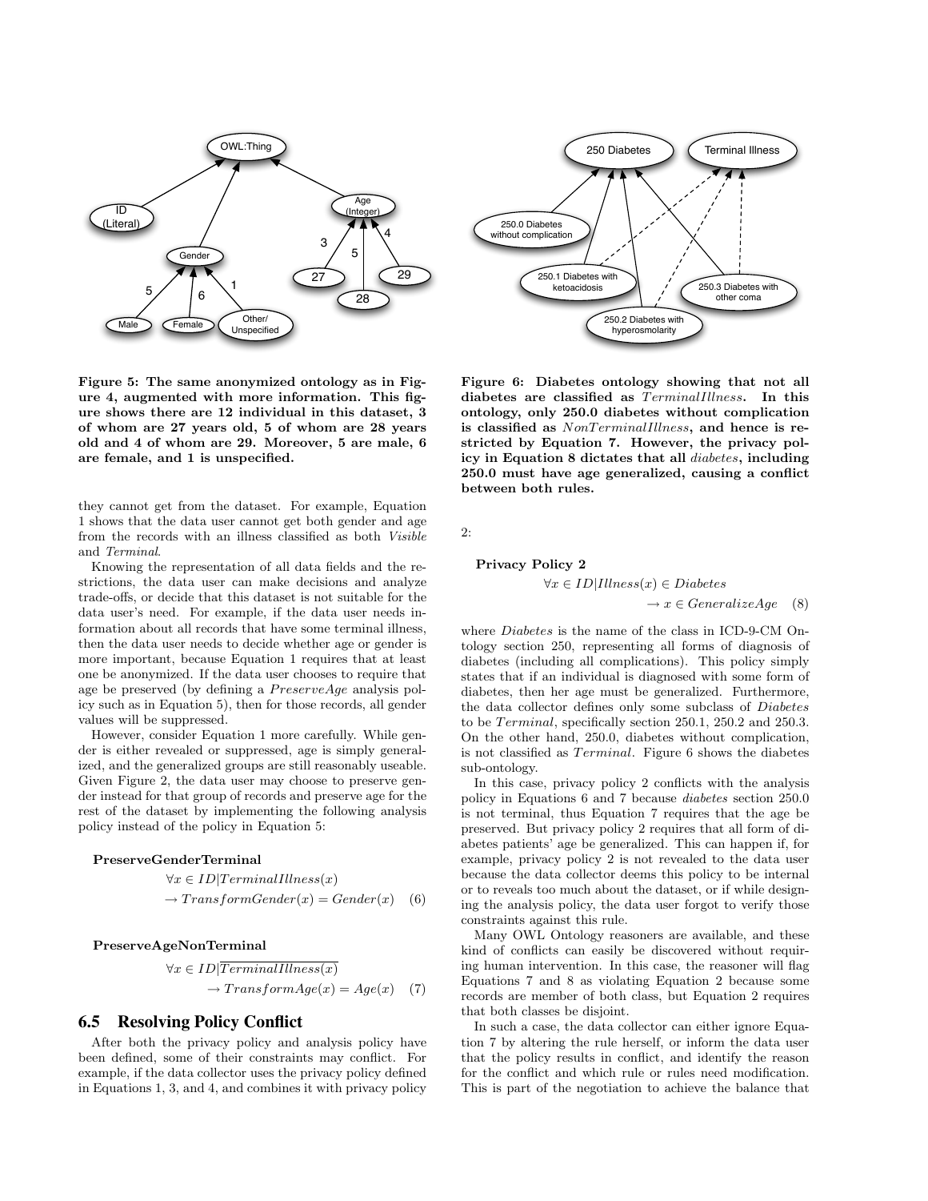**Figure 5: The same anonymized ontology as in Figure 4, augmented with more information. This figure shows there are 12 individual in this dataset, 3 of whom are 27 years old, 5 of whom are 28 years old and 4 of whom are 29. Moreover, 5 are male, 6 are female, and 1 is unspecified.**

**Figure 6: Diabetes ontology showing that not all diabetes are classified as $TerminalIllness$. In this ontology, only 250.0 diabetes without complication is classified as $NonTerminalIllness$, and hence is restricted by Equation 7. However, the privacy policy in Equation 8 dictates that all $diabetes$, including 250.0 must have age generalized, causing a conflict between both rules.**

they cannot get from the dataset. For example, Equation 1 shows that the data user cannot get both gender and age from the records with an illness classified as both *Visible* and *Terminal*.

Knowing the representation of all data fields and the restrictions, the data user can make decisions and analyze trade-offs, or decide that this dataset is not suitable for the data user's need. For example, if the data user needs information about all records that have some terminal illness, then the data user needs to decide whether age or gender is more important, because Equation 1 requires that at least one be anonymized. If the data user chooses to require that age be preserved (by defining a $PreserveAge$ analysis policy such as in Equation 5), then for those records, all gender values will be suppressed.

However, consider Equation 1 more carefully. While gender is either revealed or suppressed, age is simply generalized, and the generalized groups are still reasonably useable. Given Figure 2, the data user may choose to preserve gender instead for that group of records and preserve age for the rest of the dataset by implementing the following analysis policy instead of the policy in Equation 5:

**PreserveGenderTerminal**

$$\forall x \in ID | TerminalIllness(x) \rightarrow TransformGender(x) = Gender(x) \quad (6)$$

**PreserveAgeNonTerminal**

$$\forall x \in ID | \overline{TerminalIllness(x)} \rightarrow TransformAge(x) = Age(x) \quad (7)$$

### 6.5 Resolving Policy Conflict

After both the privacy policy and analysis policy have been defined, some of their constraints may conflict. For example, if the data collector uses the privacy policy defined in Equations 1, 3, and 4, and combines it with privacy policy 2:

**Privacy Policy 2**

$$\forall x \in ID | Illness(x) \in Diabetes \rightarrow x \in GeneralizeAge \quad (8)$$

where $Diabetes$ is the name of the class in ICD-9-CM Ontology section 250, representing all forms of diagnosis of diabetes (including all complications). This policy simply states that if an individual is diagnosed with some form of diabetes, then her age must be generalized. Furthermore, the data collector defines only some subclass of $Diabetes$ to be $Terminal$, specifically section 250.1, 250.2 and 250.3. On the other hand, 250.0, diabetes without complication, is not classified as $Terminal$. Figure 6 shows the diabetes sub-ontology.

In this case, privacy policy 2 conflicts with the analysis policy in Equations 6 and 7 because *diabetes* section 250.0 is not terminal, thus Equation 7 requires that the age be preserved. But privacy policy 2 requires that all form of diabetes patients' age be generalized. This can happen if, for example, privacy policy 2 is not revealed to the data user because the data collector deems this policy to be internal or to reveals too much about the dataset, or if while designing the analysis policy, the data user forgot to verify those constraints against this rule.

Many OWL Ontology reasoners are available, and these kind of conflicts can easily be discovered without requiring human intervention. In this case, the reasoner will flag Equations 7 and 8 as violating Equation 2 because some records are member of both class, but Equation 2 requires that both classes be disjoint.

In such a case, the data collector can either ignore Equation 7 by altering the rule herself, or inform the data user that the policy results in conflict, and identify the reason for the conflict and which rule or rules need modification. This is part of the negotiation to achieve the balance that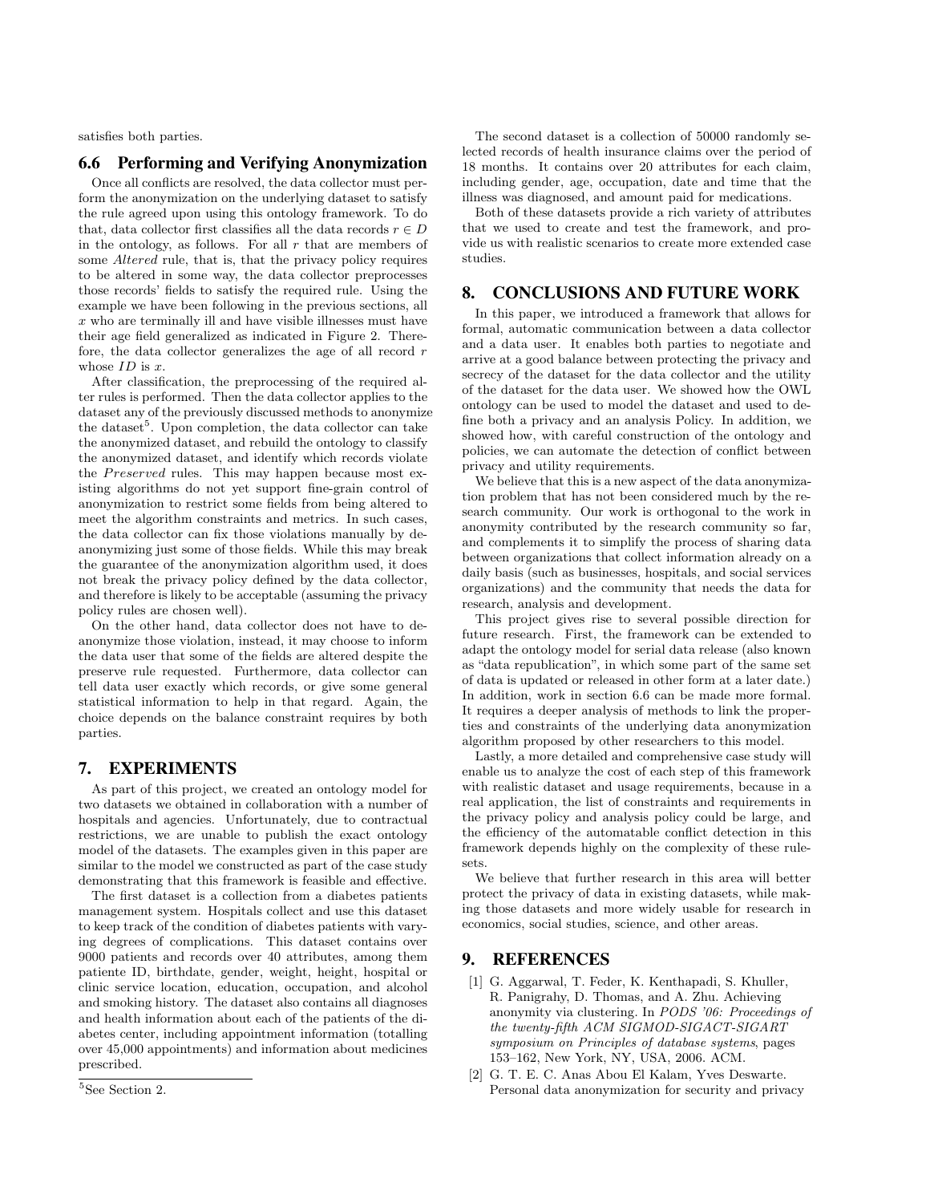satisfies both parties.

### 6.6 Performing and Verifying Anonymization

Once all conflicts are resolved, the data collector must perform the anonymization on the underlying dataset to satisfy the rule agreed upon using this ontology framework. To do that, data collector first classifies all the data records $r \in D$ in the ontology, as follows. For all $r$ that are members of some *Altered* rule, that is, that the privacy policy requires to be altered in some way, the data collector preprocesses those records' fields to satisfy the required rule. Using the example we have been following in the previous sections, all $x$ who are terminally ill and have visible illnesses must have their age field generalized as indicated in Figure 2. Therefore, the data collector generalizes the age of all record $r$ whose $ID$ is $x$.

After classification, the preprocessing of the required alter rules is performed. Then the data collector applies to the dataset any of the previously discussed methods to anonymize the dataset[5]. Upon completion, the data collector can take the anonymized dataset, and rebuild the ontology to classify the anonymized dataset, and identify which records violate the *Preserved* rules. This may happen because most existing algorithms do not yet support fine-grain control of anonymization to restrict some fields from being altered to meet the algorithm constraints and metrics. In such cases, the data collector can fix those violations manually by de-anonymizing just some of those fields. While this may break the guarantee of the anonymization algorithm used, it does not break the privacy policy defined by the data collector, and therefore is likely to be acceptable (assuming the privacy policy rules are chosen well).

On the other hand, data collector does not have to de-anonymize those violation, instead, it may choose to inform the data user that some of the fields are altered despite the preserve rule requested. Furthermore, data collector can tell data user exactly which records, or give some general statistical information to help in that regard. Again, the choice depends on the balance constraint requires by both parties.

[5] See Section 2.

## 7. EXPERIMENTS

As part of this project, we created an ontology model for two datasets we obtained in collaboration with a number of hospitals and agencies. Unfortunately, due to contractual restrictions, we are unable to publish the exact ontology model of the datasets. The examples given in this paper are similar to the model we constructed as part of the case study demonstrating that this framework is feasible and effective.

The first dataset is a collection from a diabetes patients management system. Hospitals collect and use this dataset to keep track of the condition of diabetes patients with varying degrees of complications. This dataset contains over 9000 patients and records over 40 attributes, among them patiente ID, birthdate, gender, weight, height, hospital or clinic service location, education, occupation, and alcohol and smoking history. The dataset also contains all diagnoses and health information about each of the patients of the diabetes center, including appointment information (totalling over 45,000 appointments) and information about medicines prescribed.

The second dataset is a collection of 50000 randomly selected records of health insurance claims over the period of 18 months. It contains over 20 attributes for each claim, including gender, age, occupation, date and time that the illness was diagnosed, and amount paid for medications.

Both of these datasets provide a rich variety of attributes that we used to create and test the framework, and provide us with realistic scenarios to create more extended case studies.

## 8. CONCLUSIONS AND FUTURE WORK

In this paper, we introduced a framework that allows for formal, automatic communication between a data collector and a data user. It enables both parties to negotiate and arrive at a good balance between protecting the privacy and secrecy of the dataset for the data collector and the utility of the dataset for the data user. We showed how the OWL ontology can be used to model the dataset and used to define both a privacy and an analysis Policy. In addition, we showed how, with careful construction of the ontology and policies, we can automate the detection of conflict between privacy and utility requirements.

We believe that this is a new aspect of the data anonymization problem that has not been considered much by the research community. Our work is orthogonal to the work in anonymity contributed by the research community so far, and complements it to simplify the process of sharing data between organizations that collect information already on a daily basis (such as businesses, hospitals, and social services organizations) and the community that needs the data for research, analysis and development.

This project gives rise to several possible direction for future research. First, the framework can be extended to adapt the ontology model for serial data release (also known as "data republication", in which some part of the same set of data is updated or released in other form at a later date.) In addition, work in section 6.6 can be made more formal. It requires a deeper analysis of methods to link the properties and constraints of the underlying data anonymization algorithm proposed by other researchers to this model.

Lastly, a more detailed and comprehensive case study will enable us to analyze the cost of each step of this framework with realistic dataset and usage requirements, because in a real application, the list of constraints and requirements in the privacy policy and analysis policy could be large, and the efficiency of the automatable conflict detection in this framework depends highly on the complexity of these rulesets.

We believe that further research in this area will better protect the privacy of data in existing datasets, while making those datasets and more widely usable for research in economics, social studies, science, and other areas.

## 9. REFERENCES

[1] G. Aggarwal, T. Feder, K. Kenthapadi, S. Khuller, R. Panigrahy, D. Thomas, and A. Zhu. Achieving anonymity via clustering. In *PODS '06: Proceedings of the twenty-fifth ACM SIGMOD-SIGACT-SIGART symposium on Principles of database systems*, pages 153–162, New York, NY, USA, 2006. ACM.

[2] G. T. E. C. Anas Abou El Kalam, Yves Deswarte. Personal data anonymization for security and privacy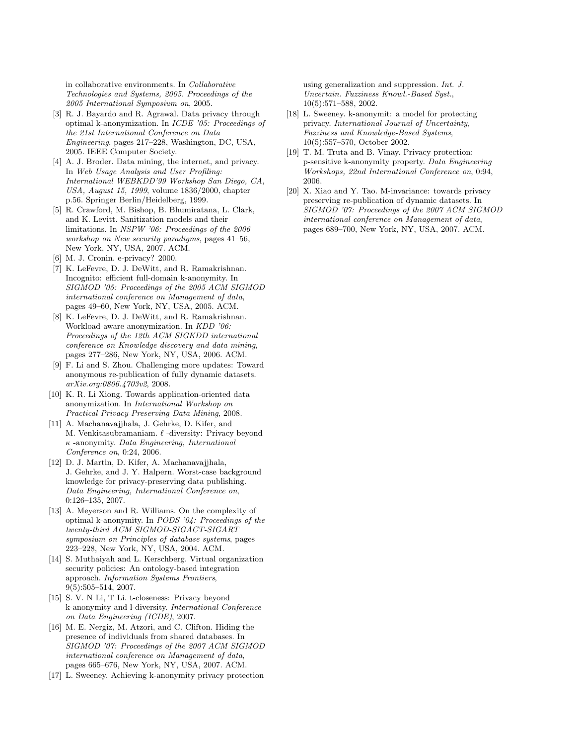in collaborative environments. In *Collaborative Technologies and Systems, 2005. Proceedings of the 2005 International Symposium on*, 2005.

[3] R. J. Bayardo and R. Agrawal. Data privacy through optimal k-anonymization. In *ICDE '05: Proceedings of the 21st International Conference on Data Engineering*, pages 217–228, Washington, DC, USA, 2005. IEEE Computer Society.

[4] A. J. Broder. Data mining, the internet, and privacy. In *Web Usage Analysis and User Profiling: International WEBKDD'99 Workshop San Diego, CA, USA, August 15, 1999*, volume 1836/2000, chapter p.56. Springer Berlin/Heidelberg, 1999.

[5] R. Crawford, M. Bishop, B. Bhumiratana, L. Clark, and K. Levitt. Sanitization models and their limitations. In *NSPW '06: Proceedings of the 2006 workshop on New security paradigms*, pages 41–56, New York, NY, USA, 2007. ACM.

[6] M. J. Cronin. e-privacy? 2000.

[7] K. LeFevre, D. J. DeWitt, and R. Ramakrishnan. Incognito: efficient full-domain k-anonymity. In *SIGMOD '05: Proceedings of the 2005 ACM SIGMOD international conference on Management of data*, pages 49–60, New York, NY, USA, 2005. ACM.

[8] K. LeFevre, D. J. DeWitt, and R. Ramakrishnan. Workload-aware anonymization. In *KDD '06: Proceedings of the 12th ACM SIGKDD international conference on Knowledge discovery and data mining*, pages 277–286, New York, NY, USA, 2006. ACM.

[9] F. Li and S. Zhou. Challenging more updates: Toward anonymous re-publication of fully dynamic datasets. *arXiv.org:0806.4703v2*, 2008.

[10] K. R. Li Xiong. Towards application-oriented data anonymization. In *International Workshop on Practical Privacy-Preserving Data Mining*, 2008.

[11] A. Machanavajjhala, J. Gehrke, D. Kifer, and M. Venkitasubramaniam. $\ell$ -diversity: Privacy beyond $\kappa$ -anonymity. *Data Engineering, International Conference on*, 0:24, 2006.

[12] D. J. Martin, D. Kifer, A. Machanavajjhala, J. Gehrke, and J. Y. Halpern. Worst-case background knowledge for privacy-preserving data publishing. *Data Engineering, International Conference on*, 0:126–135, 2007.

[13] A. Meyerson and R. Williams. On the complexity of optimal k-anonymity. In *PODS '04: Proceedings of the twenty-third ACM SIGMOD-SIGACT-SIGART symposium on Principles of database systems*, pages 223–228, New York, NY, USA, 2004. ACM.

[14] S. Muthaiyah and L. Kerschberg. Virtual organization security policies: An ontology-based integration approach. *Information Systems Frontiers*, 9(5):505–514, 2007.

[15] S. V. N Li, T Li. t-closeness: Privacy beyond k-anonymity and l-diversity. *International Conference on Data Engineering (ICDE)*, 2007.

[16] M. E. Nergiz, M. Atzori, and C. Clifton. Hiding the presence of individuals from shared databases. In *SIGMOD '07: Proceedings of the 2007 ACM SIGMOD international conference on Management of data*, pages 665–676, New York, NY, USA, 2007. ACM.

[17] L. Sweeney. Achieving k-anonymity privacy protection using generalization and suppression. *Int. J. Uncertain. Fuzziness Knowl.-Based Syst.*, 10(5):571–588, 2002.

[18] L. Sweeney. k-anonymit: a model for protecting privacy. *International Journal of Uncertainty, Fuzziness and Knowledge-Based Systems*, 10(5):557–570, October 2002.

[19] T. M. Truta and B. Vinay. Privacy protection: p-sensitive k-anonymity property. *Data Engineering Workshops, 22nd International Conference on*, 0:94, 2006.

[20] X. Xiao and Y. Tao. M-invariance: towards privacy preserving re-publication of dynamic datasets. In *SIGMOD '07: Proceedings of the 2007 ACM SIGMOD international conference on Management of data*, pages 689–700, New York, NY, USA, 2007. ACM.